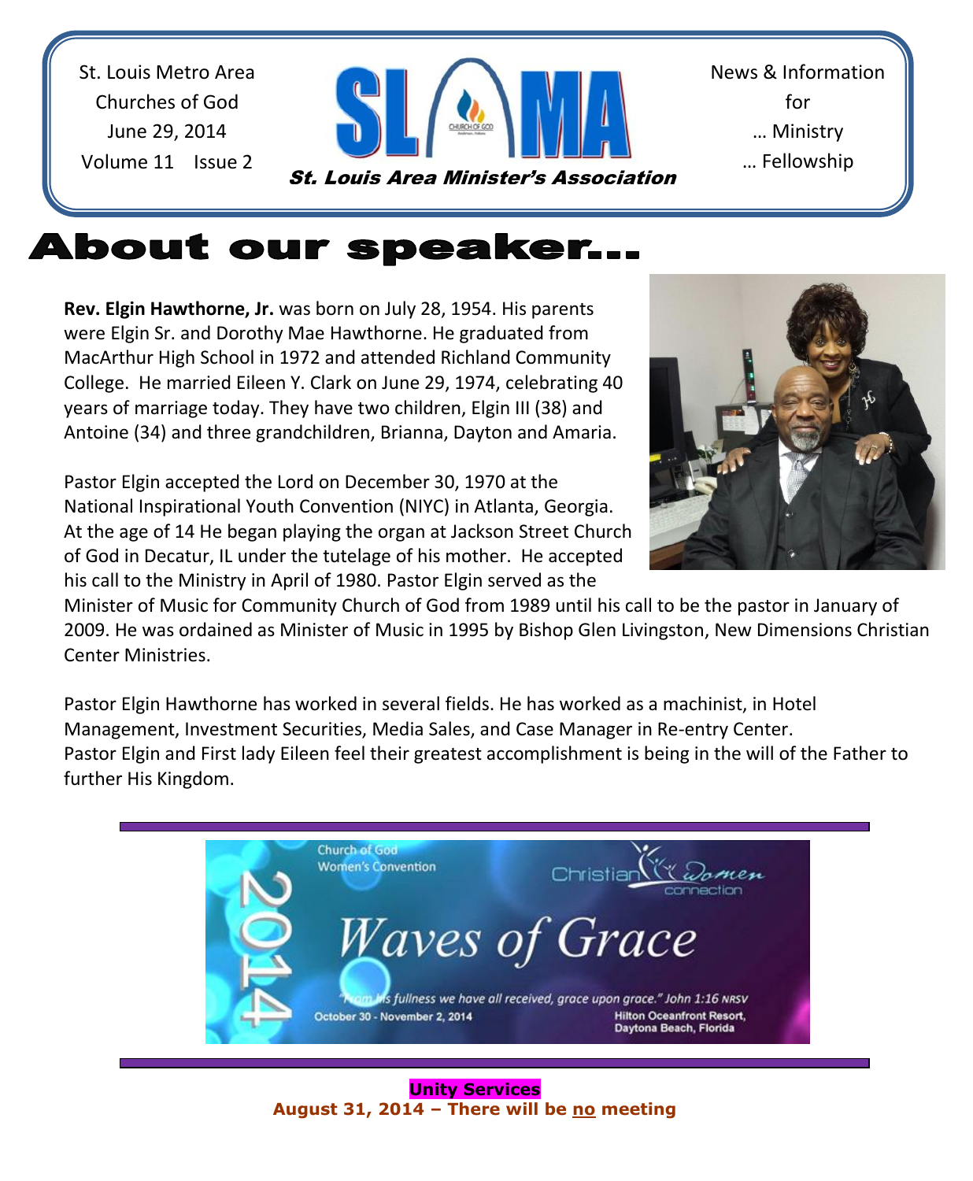St. Louis Metro Area
Churches of God
June 29, 2014
Volume 11 Issue 2

**SLAMA**

*St. Louis Area Minister's Association*

News & Information
for
… Ministry
… Fellowship

# About our speaker…

**Rev. Elgin Hawthorne, Jr.** was born on July 28, 1954. His parents were Elgin Sr. and Dorothy Mae Hawthorne. He graduated from MacArthur High School in 1972 and attended Richland Community College. He married Eileen Y. Clark on June 29, 1974, celebrating 40 years of marriage today. They have two children, Elgin III (38) and Antoine (34) and three grandchildren, Brianna, Dayton and Amaria.

Pastor Elgin accepted the Lord on December 30, 1970 at the National Inspirational Youth Convention (NIYC) in Atlanta, Georgia. At the age of 14 He began playing the organ at Jackson Street Church of God in Decatur, IL under the tutelage of his mother. He accepted his call to the Ministry in April of 1980. Pastor Elgin served as the Minister of Music for Community Church of God from 1989 until his call to be the pastor in January of 2009. He was ordained as Minister of Music in 1995 by Bishop Glen Livingston, New Dimensions Christian Center Ministries.

Pastor Elgin Hawthorne has worked in several fields. He has worked as a machinist, in Hotel Management, Investment Securities, Media Sales, and Case Manager in Re-entry Center.
Pastor Elgin and First lady Eileen feel their greatest accomplishment is being in the will of the Father to further His Kingdom.

2014
Church of God
Women's Convention

Christian Women connection

*Waves of Grace*

*"From His fullness we have all received, grace upon grace." John 1:16 NRSV*

October 30 - November 2, 2014

Hilton Oceanfront Resort,
Daytona Beach, Florida

**Unity Services**
**August 31, 2014 – There will be no meeting**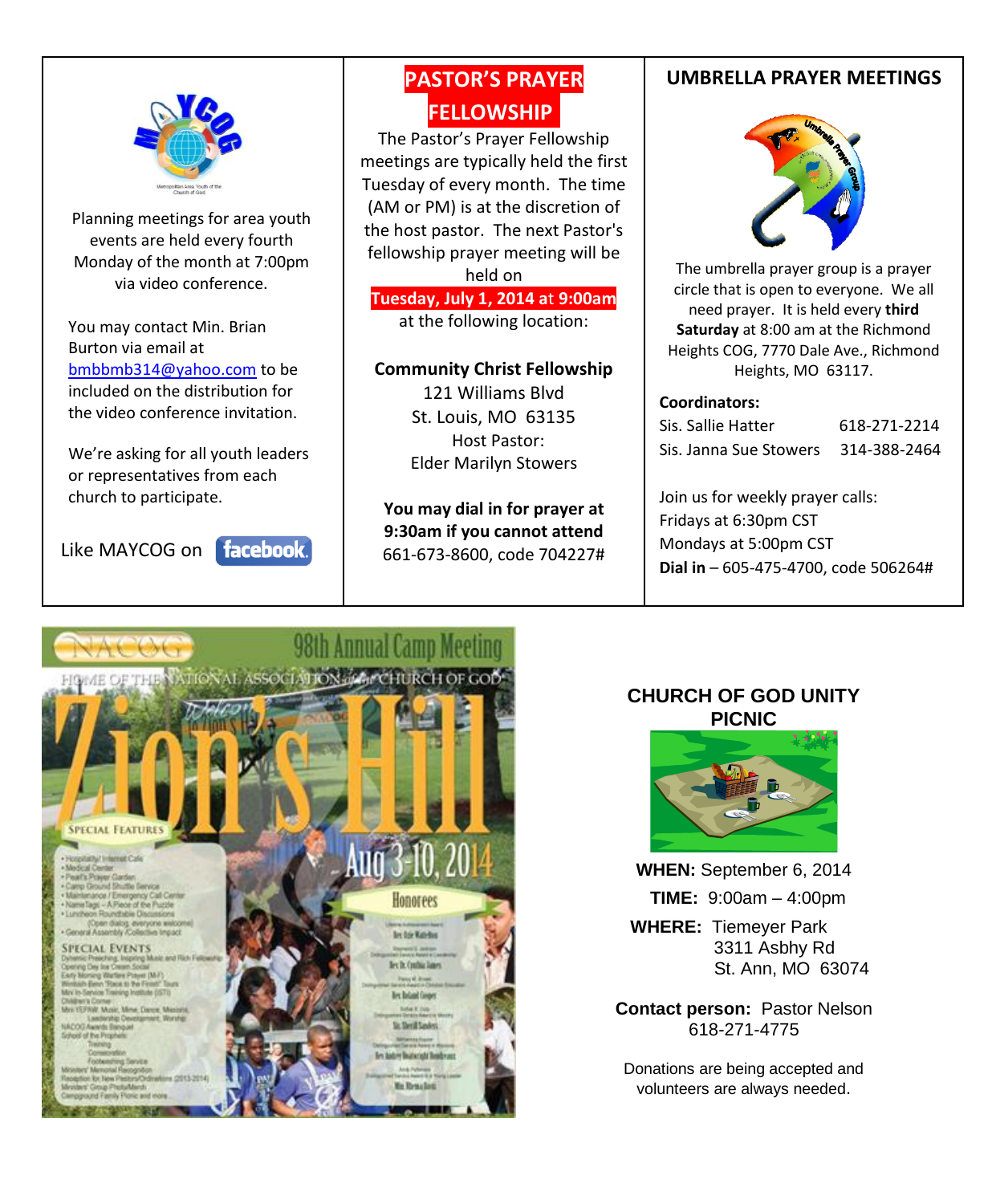Planning meetings for area youth events are held every fourth Monday of the month at 7:00pm via video conference.

You may contact Min. Brian Burton via email at bmbbmb314@yahoo.com to be included on the distribution for the video conference invitation.

We're asking for all youth leaders or representatives from each church to participate.

Like MAYCOG on facebook

## PASTOR'S PRAYER FELLOWSHIP

The Pastor's Prayer Fellowship meetings are typically held the first Tuesday of every month. The time (AM or PM) is at the discretion of the host pastor. The next Pastor's fellowship prayer meeting will be held on

**Tuesday, July 1, 2014 at 9:00am**

at the following location:

**Community Christ Fellowship**
121 Williams Blvd
St. Louis, MO 63135
Host Pastor:
Elder Marilyn Stowers

**You may dial in for prayer at 9:30am if you cannot attend**
661-673-8600, code 704227#

## UMBRELLA PRAYER MEETINGS

The umbrella prayer group is a prayer circle that is open to everyone. We all need prayer. It is held every **third Saturday** at 8:00 am at the Richmond Heights COG, 7770 Dale Ave., Richmond Heights, MO 63117.

**Coordinators:**

Sis. Sallie Hatter 618-271-2214
Sis. Janna Sue Stowers 314-388-2464

Join us for weekly prayer calls:
Fridays at 6:30pm CST
Mondays at 5:00pm CST
**Dial in** – 605-475-4700, code 506264#

NACOG 98th Annual Camp Meeting
HOME OF THE NATIONAL ASSOCIATION of the CHURCH OF GOD
Zion's Hill
Aug 3-10, 2014

## CHURCH OF GOD UNITY PICNIC

**WHEN:** September 6, 2014

**TIME:** 9:00am – 4:00pm

**WHERE:** Tiemeyer Park
3311 Asbhy Rd
St. Ann, MO 63074

**Contact person:** Pastor Nelson
618-271-4775

Donations are being accepted and volunteers are always needed.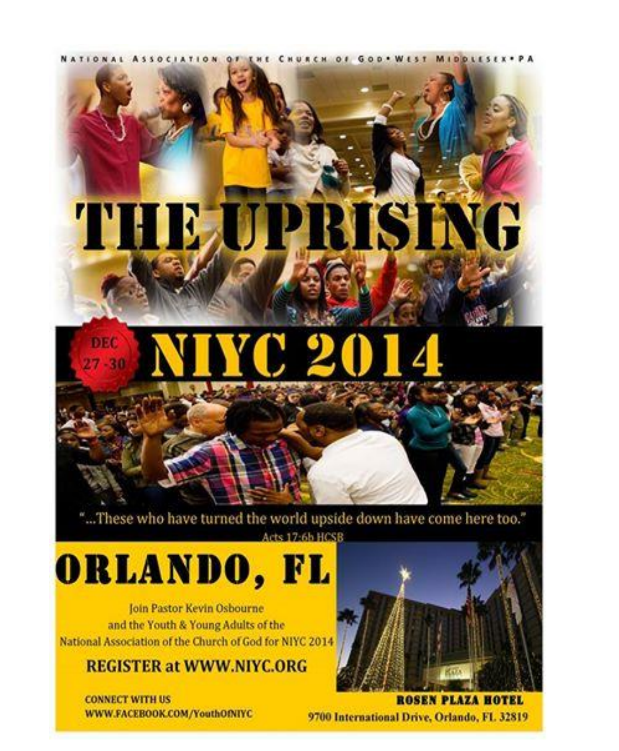NATIONAL ASSOCIATION OF THE CHURCH OF GOD • WEST MIDDLESEX • PA

# THE UPRISING

DEC 27 - 30

# NIYC 2014

"...These who have turned the world upside down have come here too."
Acts 17:6b HCSB

# ORLANDO, FL

Join Pastor Kevin Osbourne
and the Youth & Young Adults of the
National Association of the Church of God for NIYC 2014

**REGISTER at WWW.NIYC.ORG**

**CONNECT WITH US**
**WWW.FACEBOOK.COM/YouthOfNIYC**

**ROSEN PLAZA HOTEL**
**9700 International Drive, Orlando, FL 32819**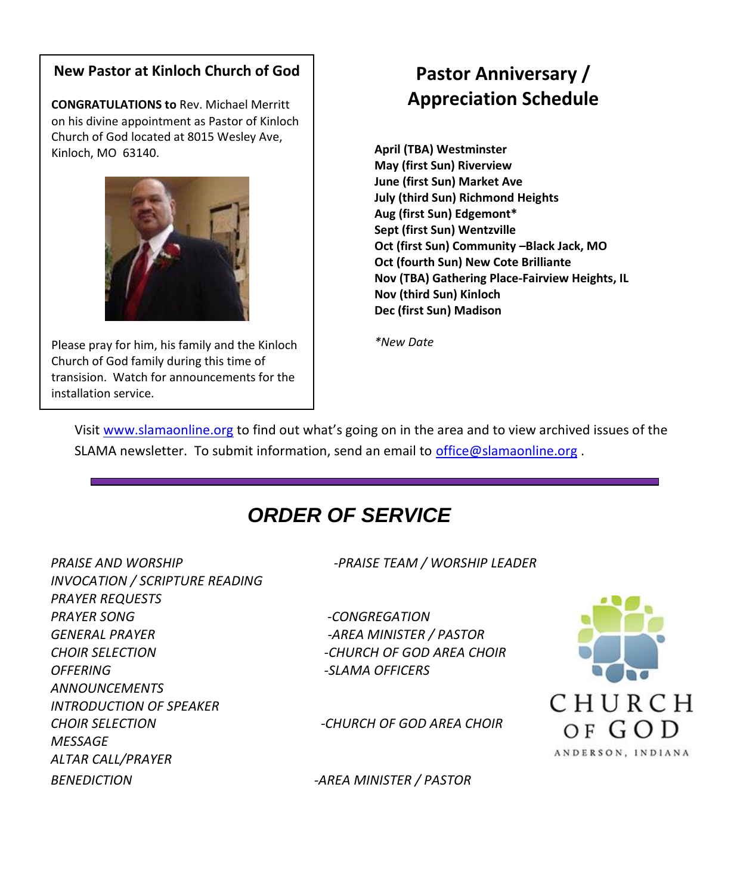## New Pastor at Kinloch Church of God

**CONGRATULATIONS to** Rev. Michael Merritt on his divine appointment as Pastor of Kinloch Church of God located at 8015 Wesley Ave, Kinloch, MO 63140.

Please pray for him, his family and the Kinloch Church of God family during this time of transision. Watch for announcements for the installation service.

## Pastor Anniversary / Appreciation Schedule

**April (TBA) Westminster**
**May (first Sun) Riverview**
**June (first Sun) Market Ave**
**July (third Sun) Richmond Heights**
**Aug (first Sun) Edgemont***
**Sept (first Sun) Wentzville**
**Oct (first Sun) Community –Black Jack, MO**
**Oct (fourth Sun) New Cote Brilliante**
**Nov (TBA) Gathering Place-Fairview Heights, IL**
**Nov (third Sun) Kinloch**
**Dec (first Sun) Madison**

*\*New Date*

Visit www.slamaonline.org to find out what's going on in the area and to view archived issues of the SLAMA newsletter. To submit information, send an email to office@slamaonline.org .

---

## *ORDER OF SERVICE*

| | |
|---|---|
| *PRAISE AND WORSHIP* | *-PRAISE TEAM / WORSHIP LEADER* |
| *INVOCATION / SCRIPTURE READING* | |
| *PRAYER REQUESTS* | |
| *PRAYER SONG* | *-CONGREGATION* |
| *GENERAL PRAYER* | *-AREA MINISTER / PASTOR* |
| *CHOIR SELECTION* | *-CHURCH OF GOD AREA CHOIR* |
| *OFFERING* | *-SLAMA OFFICERS* |
| *ANNOUNCEMENTS* | |
| *INTRODUCTION OF SPEAKER* | |
| *CHOIR SELECTION* | *-CHURCH OF GOD AREA CHOIR* |
| *MESSAGE* | |
| *ALTAR CALL/PRAYER* | |
| *BENEDICTION* | *-AREA MINISTER / PASTOR* |

CHURCH OF GOD
ANDERSON, INDIANA